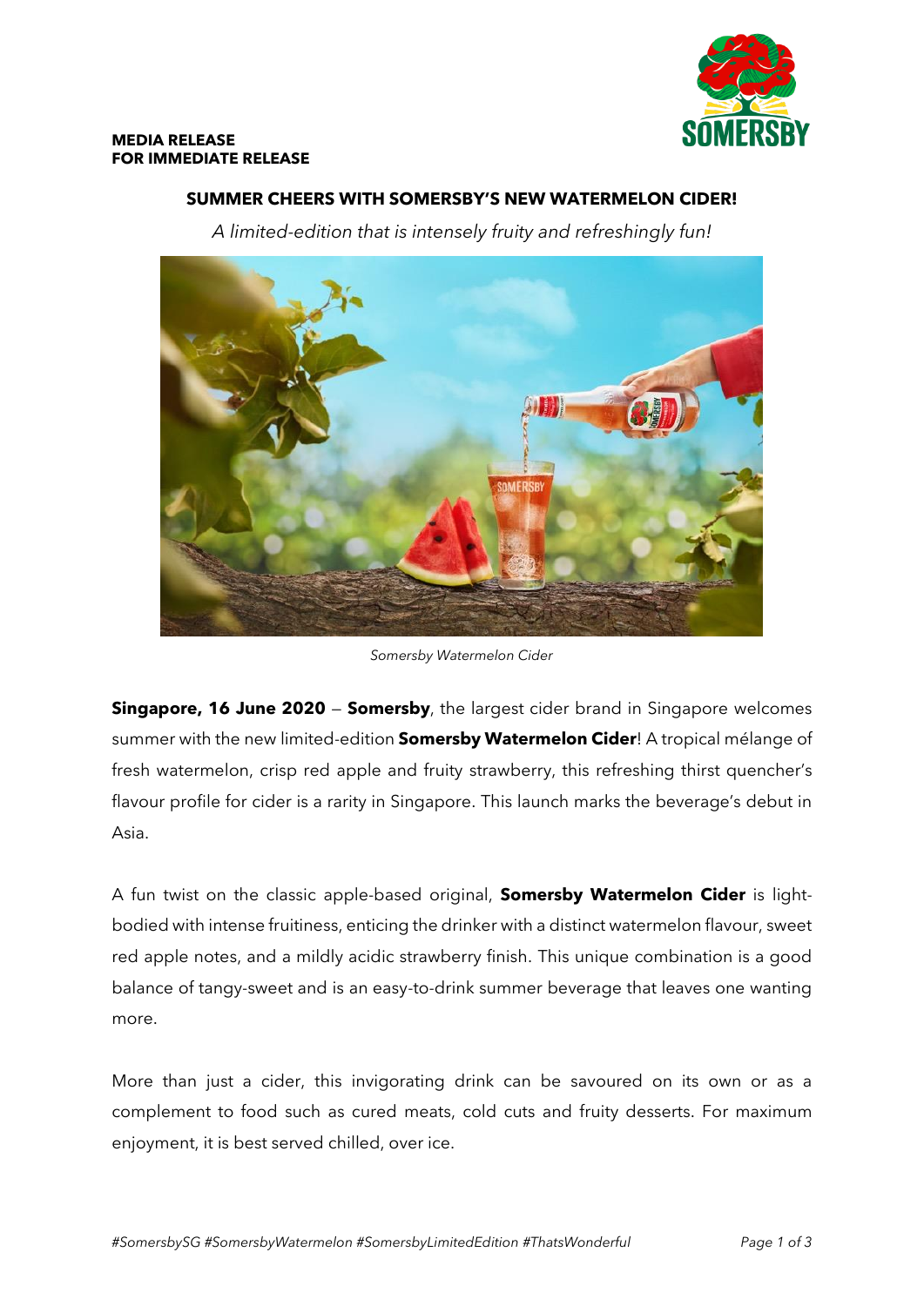**MEDIA RELEASE**
**FOR IMMEDIATE RELEASE**

## SUMMER CHEERS WITH SOMERSBY'S NEW WATERMELON CIDER!

*A limited-edition that is intensely fruity and refreshingly fun!*

*Somersby Watermelon Cider*

**Singapore, 16 June 2020** – **Somersby**, the largest cider brand in Singapore welcomes summer with the new limited-edition **Somersby Watermelon Cider**! A tropical mélange of fresh watermelon, crisp red apple and fruity strawberry, this refreshing thirst quencher's flavour profile for cider is a rarity in Singapore. This launch marks the beverage's debut in Asia.

A fun twist on the classic apple-based original, **Somersby Watermelon Cider** is light-bodied with intense fruitiness, enticing the drinker with a distinct watermelon flavour, sweet red apple notes, and a mildly acidic strawberry finish. This unique combination is a good balance of tangy-sweet and is an easy-to-drink summer beverage that leaves one wanting more.

More than just a cider, this invigorating drink can be savoured on its own or as a complement to food such as cured meats, cold cuts and fruity desserts. For maximum enjoyment, it is best served chilled, over ice.

*#SomersbySG #SomersbyWatermelon #SomersbyLimitedEdition #ThatsWonderful*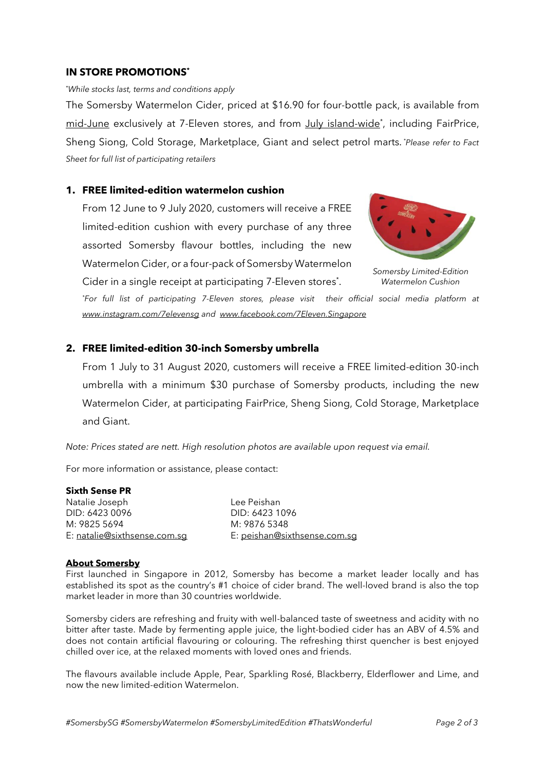## IN STORE PROMOTIONS*

*\*While stocks last, terms and conditions apply*

The Somersby Watermelon Cider, priced at $16.90 for four-bottle pack, is available from mid-June exclusively at 7-Eleven stores, and from July island-wide*, including FairPrice, Sheng Siong, Cold Storage, Marketplace, Giant and select petrol marts. *\*Please refer to Fact Sheet for full list of participating retailers*

### 1. FREE limited-edition watermelon cushion

From 12 June to 9 July 2020, customers will receive a FREE limited-edition cushion with every purchase of any three assorted Somersby flavour bottles, including the new Watermelon Cider, or a four-pack of Somersby Watermelon Cider in a single receipt at participating 7-Eleven stores*.

*Somersby Limited-Edition Watermelon Cushion*

*\*For full list of participating 7-Eleven stores, please visit their official social media platform at www.instagram.com/7elevensg and www.facebook.com/7Eleven.Singapore*

### 2. FREE limited-edition 30-inch Somersby umbrella

From 1 July to 31 August 2020, customers will receive a FREE limited-edition 30-inch umbrella with a minimum $30 purchase of Somersby products, including the new Watermelon Cider, at participating FairPrice, Sheng Siong, Cold Storage, Marketplace and Giant.

*Note: Prices stated are nett. High resolution photos are available upon request via email.*

For more information or assistance, please contact:

**Sixth Sense PR**

Natalie Joseph
DID: 6423 0096
M: 9825 5694
E: natalie@sixthsense.com.sg

Lee Peishan
DID: 6423 1096
M: 9876 5348
E: peishan@sixthsense.com.sg

**About Somersby**

First launched in Singapore in 2012, Somersby has become a market leader locally and has established its spot as the country's #1 choice of cider brand. The well-loved brand is also the top market leader in more than 30 countries worldwide.

Somersby ciders are refreshing and fruity with well-balanced taste of sweetness and acidity with no bitter after taste. Made by fermenting apple juice, the light-bodied cider has an ABV of 4.5% and does not contain artificial flavouring or colouring. The refreshing thirst quencher is best enjoyed chilled over ice, at the relaxed moments with loved ones and friends.

The flavours available include Apple, Pear, Sparkling Rosé, Blackberry, Elderflower and Lime, and now the new limited-edition Watermelon.

*#SomersbySG #SomersbyWatermelon #SomersbyLimitedEdition #ThatsWonderful*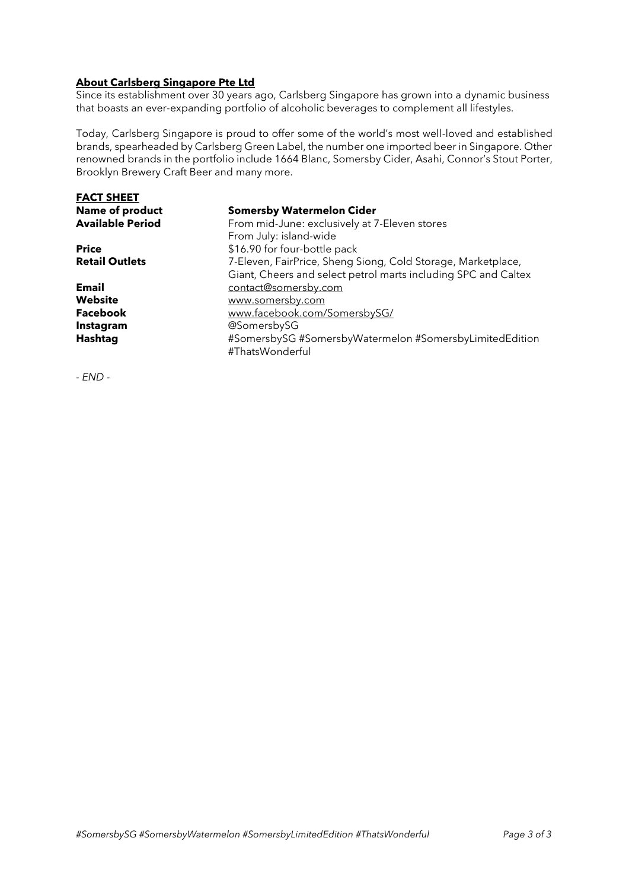**About Carlsberg Singapore Pte Ltd**

Since its establishment over 30 years ago, Carlsberg Singapore has grown into a dynamic business that boasts an ever-expanding portfolio of alcoholic beverages to complement all lifestyles.

Today, Carlsberg Singapore is proud to offer some of the world's most well-loved and established brands, spearheaded by Carlsberg Green Label, the number one imported beer in Singapore. Other renowned brands in the portfolio include 1664 Blanc, Somersby Cider, Asahi, Connor's Stout Porter, Brooklyn Brewery Craft Beer and many more.

**FACT SHEET**

| | |
|---|---|
| **Name of product** | **Somersby Watermelon Cider** |
| **Available Period** | From mid-June: exclusively at 7-Eleven stores<br>From July: island-wide |
| **Price** | $16.90 for four-bottle pack |
| **Retail Outlets** | 7-Eleven, FairPrice, Sheng Siong, Cold Storage, Marketplace, Giant, Cheers and select petrol marts including SPC and Caltex |
| **Email** | contact@somersby.com |
| **Website** | www.somersby.com |
| **Facebook** | www.facebook.com/SomersbySG/ |
| **Instagram** | @SomersbySG |
| **Hashtag** | #SomersbySG #SomersbyWatermelon #SomersbyLimitedEdition #ThatsWonderful |

*- END -*